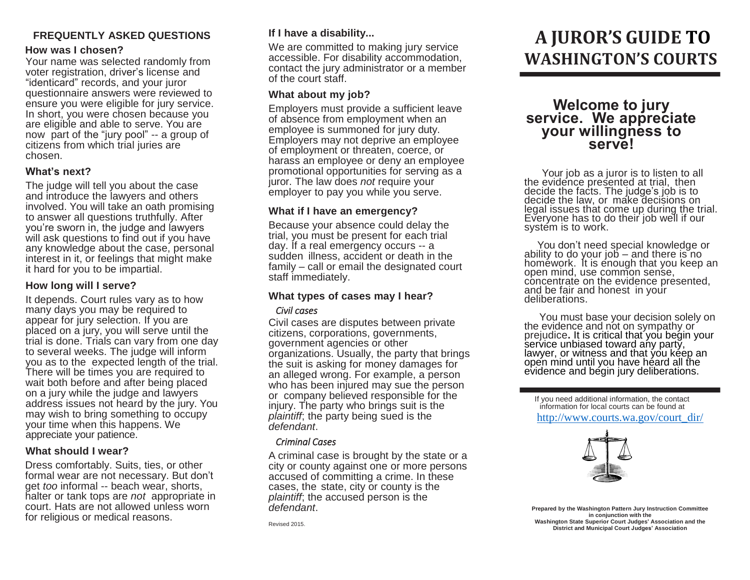## FREQUENTLY ASKED QUESTIONS

### How was I chosen?

Your name was selected randomly from voter registration, driver's license and "identicard" records, and your juror questionnaire answers were reviewed to ensure you were eligible for jury service. In short, you were chosen because you are eligible and able to serve. You are now part of the "jury pool" -- a group of citizens from which trial juries are chosen.

### What's next?

The judge will tell you about the case and introduce the lawyers and others involved. You will take an oath promising to answer all questions truthfully. After you're sworn in, the judge and lawyers will ask questions to find out if you have any knowledge about the case, personal interest in it, or feelings that might make it hard for you to be impartial.

### How long will I serve?

It depends. Court rules vary as to how many days you may be required to appear for jury selection. If you are placed on a jury, you will serve until the trial is done. Trials can vary from one day to several weeks. The judge will inform you as to the expected length of the trial. There will be times you are required to wait both before and after being placed on a jury while the judge and lawyers address issues not heard by the jury. You may wish to bring something to occupy your time when this happens. We appreciate your patience.

### What should I wear?

Dress comfortably. Suits, ties, or other formal wear are not necessary. But don't get *too* informal -- beach wear, shorts, halter or tank tops are *not* appropriate in court. Hats are not allowed unless worn for religious or medical reasons.

### If I have a disability...

We are committed to making jury service accessible. For disability accommodation, contact the jury administrator or a member of the court staff.

### What about my job?

Employers must provide a sufficient leave of absence from employment when an employee is summoned for jury duty. Employers may not deprive an employee of employment or threaten, coerce, or harass an employee or deny an employee promotional opportunities for serving as a juror. The law does *not* require your employer to pay you while you serve.

### What if I have an emergency?

Because your absence could delay the trial, you must be present for each trial day. If a real emergency occurs -- a sudden illness, accident or death in the family – call or email the designated court staff immediately.

### What types of cases may I hear?

*Civil cases*

Civil cases are disputes between private citizens, corporations, governments, government agencies or other organizations. Usually, the party that brings the suit is asking for money damages for an alleged wrong. For example, a person who has been injured may sue the person or company believed responsible for the injury. The party who brings suit is the *plaintiff*; the party being sued is the *defendant*.

*Criminal Cases*

A criminal case is brought by the state or a city or county against one or more persons accused of committing a crime. In these cases, the state, city or county is the *plaintiff*; the accused person is the *defendant*.

Revised 2015.

# A JUROR'S GUIDE TO WASHINGTON'S COURTS

## Welcome to jury service. We appreciate your willingness to serve!

Your job as a juror is to listen to all the evidence presented at trial, then decide the facts. The judge's job is to decide the law, or make decisions on legal issues that come up during the trial. Everyone has to do their job well if our system is to work.

You don't need special knowledge or ability to do your job – and there is no homework. It is enough that you keep an open mind, use common sense, concentrate on the evidence presented, and be fair and honest in your deliberations.

You must base your decision solely on the evidence and not on sympathy or prejudice**.** It is critical that you begin your service unbiased toward any party, lawyer, or witness and that you keep an open mind until you have heard all the evidence and begin jury deliberations.

If you need additional information, the contact information for local courts can be found at

http://www.courts.wa.gov/court_dir/

**Prepared by the Washington Pattern Jury Instruction Committee in conjunction with the Washington State Superior Court Judges' Association and the District and Municipal Court Judges' Association**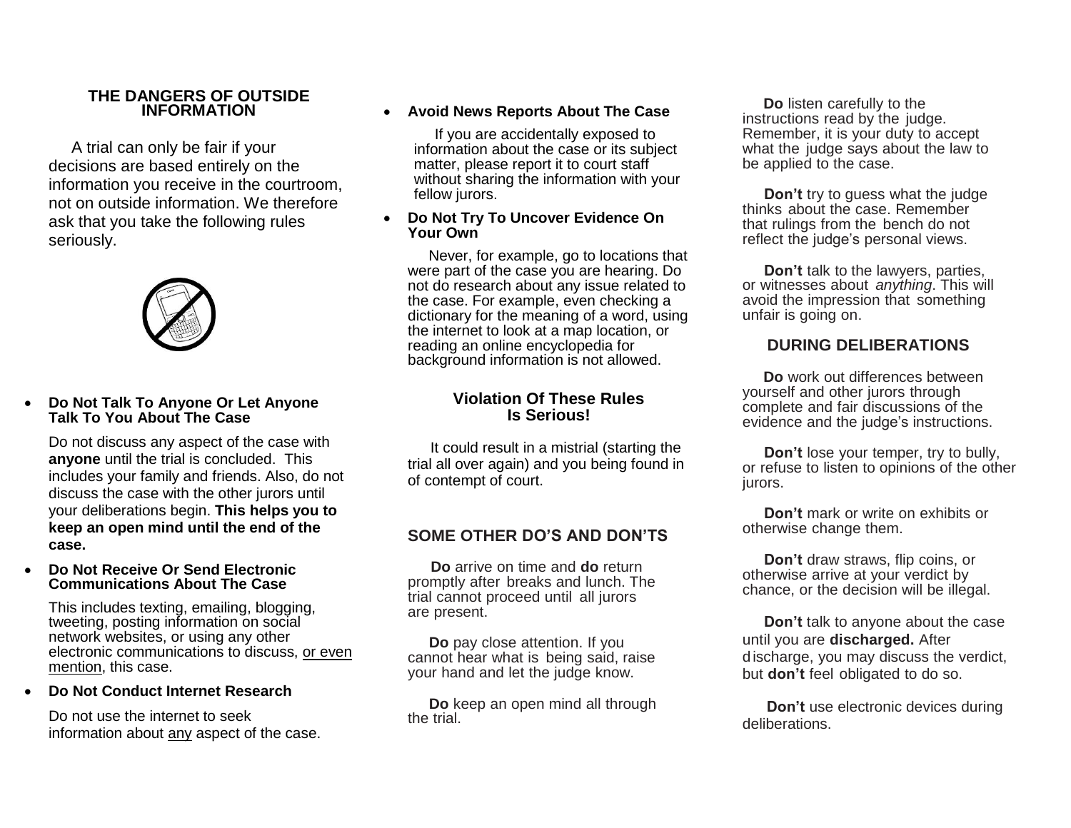## THE DANGERS OF OUTSIDE INFORMATION

A trial can only be fair if your decisions are based entirely on the information you receive in the courtroom, not on outside information. We therefore ask that you take the following rules seriously.

- **Do Not Talk To Anyone Or Let Anyone Talk To You About The Case**

  Do not discuss any aspect of the case with **anyone** until the trial is concluded. This includes your family and friends. Also, do not discuss the case with the other jurors until your deliberations begin. **This helps you to keep an open mind until the end of the case.**

- **Do Not Receive Or Send Electronic Communications About The Case**

  This includes texting, emailing, blogging, tweeting, posting information on social network websites, or using any other electronic communications to discuss, <u>or even mention</u>, this case.

- **Do Not Conduct Internet Research**

  Do not use the internet to seek information about <u>any</u> aspect of the case.

- **Avoid News Reports About The Case**

  If you are accidentally exposed to information about the case or its subject matter, please report it to court staff without sharing the information with your fellow jurors.

- **Do Not Try To Uncover Evidence On Your Own**

  Never, for example, go to locations that were part of the case you are hearing. Do not do research about any issue related to the case. For example, even checking a dictionary for the meaning of a word, using the internet to look at a map location, or reading an online encyclopedia for background information is not allowed.

### Violation Of These Rules Is Serious!

It could result in a mistrial (starting the trial all over again) and you being found in of contempt of court.

## SOME OTHER DO'S AND DON'TS

**Do** arrive on time and **do** return promptly after breaks and lunch. The trial cannot proceed until all jurors are present.

**Do** pay close attention. If you cannot hear what is being said, raise your hand and let the judge know.

**Do** keep an open mind all through the trial.

**Do** listen carefully to the instructions read by the judge. Remember, it is your duty to accept what the judge says about the law to be applied to the case.

**Don't** try to guess what the judge thinks about the case. Remember that rulings from the bench do not reflect the judge's personal views.

**Don't** talk to the lawyers, parties, or witnesses about *anything*. This will avoid the impression that something unfair is going on.

## DURING DELIBERATIONS

**Do** work out differences between yourself and other jurors through complete and fair discussions of the evidence and the judge's instructions.

**Don't** lose your temper, try to bully, or refuse to listen to opinions of the other jurors.

**Don't** mark or write on exhibits or otherwise change them.

**Don't** draw straws, flip coins, or otherwise arrive at your verdict by chance, or the decision will be illegal.

**Don't** talk to anyone about the case until you are **discharged.** After discharge, you may discuss the verdict, but **don't** feel obligated to do so.

**Don't** use electronic devices during deliberations.